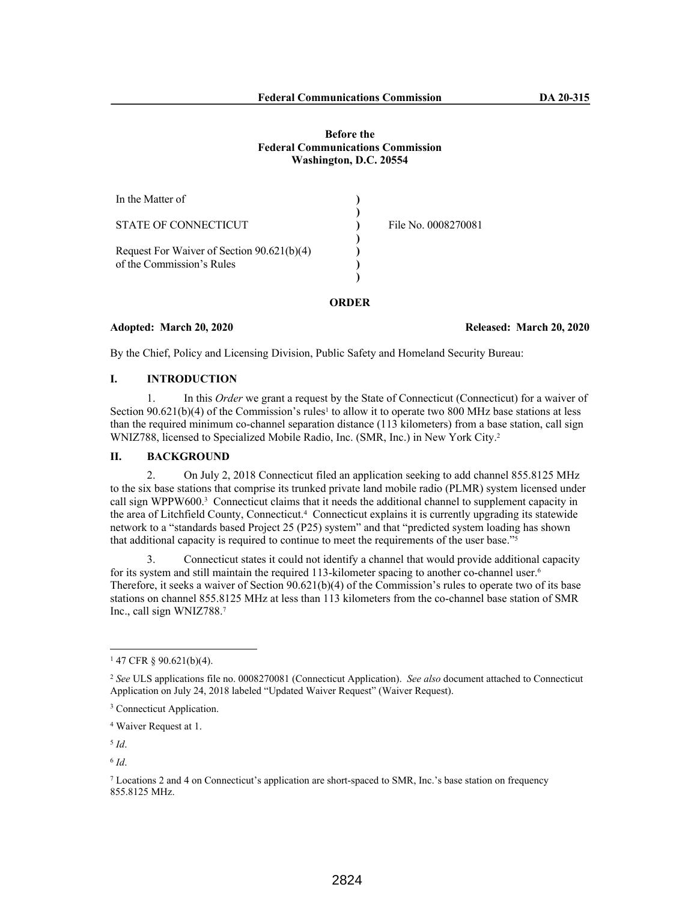**Before the**
**Federal Communications Commission**
**Washington, D.C. 20554**

| | | |
|---|---|---|
| In the Matter of | ) | |
| | ) | |
| STATE OF CONNECTICUT | ) | File No. 0008270081 |
| | ) | |
| Request For Waiver of Section 90.621(b)(4) | ) | |
| of the Commission's Rules | ) | |
| | ) | |

**ORDER**

**Adopted: March 20, 2020** **Released: March 20, 2020**

By the Chief, Policy and Licensing Division, Public Safety and Homeland Security Bureau:

## I. INTRODUCTION

1. In this *Order* we grant a request by the State of Connecticut (Connecticut) for a waiver of Section 90.621(b)(4) of the Commission's rules[1] to allow it to operate two 800 MHz base stations at less than the required minimum co-channel separation distance (113 kilometers) from a base station, call sign WNIZ788, licensed to Specialized Mobile Radio, Inc. (SMR, Inc.) in New York City.[2]

## II. BACKGROUND

2. On July 2, 2018 Connecticut filed an application seeking to add channel 855.8125 MHz to the six base stations that comprise its trunked private land mobile radio (PLMR) system licensed under call sign WPPW600.[3] Connecticut claims that it needs the additional channel to supplement capacity in the area of Litchfield County, Connecticut.[4] Connecticut explains it is currently upgrading its statewide network to a "standards based Project 25 (P25) system" and that "predicted system loading has shown that additional capacity is required to continue to meet the requirements of the user base."[5]

3. Connecticut states it could not identify a channel that would provide additional capacity for its system and still maintain the required 113-kilometer spacing to another co-channel user.[6] Therefore, it seeks a waiver of Section 90.621(b)(4) of the Commission's rules to operate two of its base stations on channel 855.8125 MHz at less than 113 kilometers from the co-channel base station of SMR Inc., call sign WNIZ788.[7]

---

[1] 47 CFR § 90.621(b)(4).

[2] *See* ULS applications file no. 0008270081 (Connecticut Application). *See also* document attached to Connecticut Application on July 24, 2018 labeled "Updated Waiver Request" (Waiver Request).

[3] Connecticut Application.

[4] Waiver Request at 1.

[5] *Id*.

[6] *Id*.

[7] Locations 2 and 4 on Connecticut's application are short-spaced to SMR, Inc.'s base station on frequency 855.8125 MHz.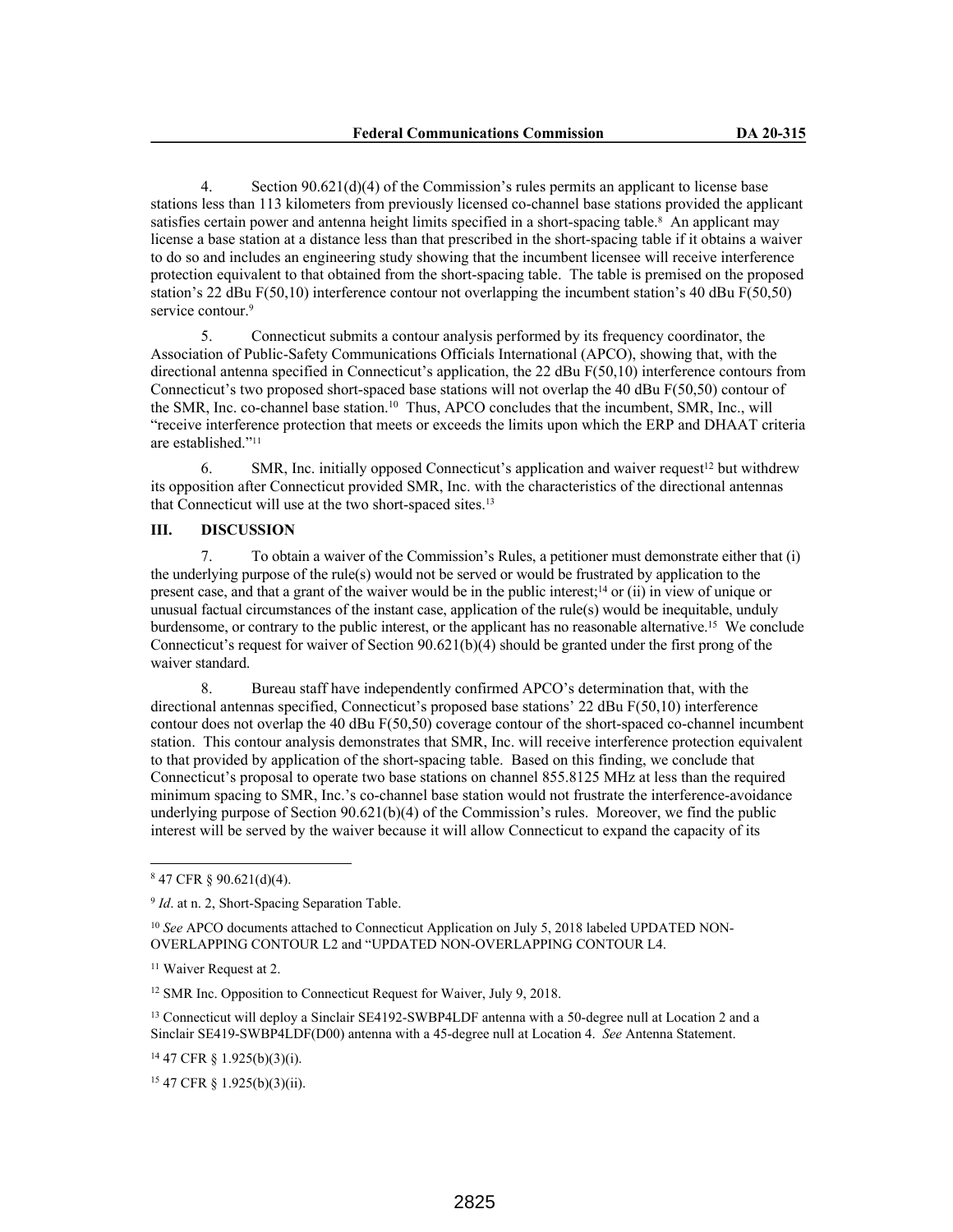4. Section 90.621(d)(4) of the Commission's rules permits an applicant to license base stations less than 113 kilometers from previously licensed co-channel base stations provided the applicant satisfies certain power and antenna height limits specified in a short-spacing table.[8] An applicant may license a base station at a distance less than that prescribed in the short-spacing table if it obtains a waiver to do so and includes an engineering study showing that the incumbent licensee will receive interference protection equivalent to that obtained from the short-spacing table. The table is premised on the proposed station's 22 dBu F(50,10) interference contour not overlapping the incumbent station's 40 dBu F(50,50) service contour.[9]

5. Connecticut submits a contour analysis performed by its frequency coordinator, the Association of Public-Safety Communications Officials International (APCO), showing that, with the directional antenna specified in Connecticut's application, the 22 dBu F(50,10) interference contours from Connecticut's two proposed short-spaced base stations will not overlap the 40 dBu F(50,50) contour of the SMR, Inc. co-channel base station.[10] Thus, APCO concludes that the incumbent, SMR, Inc., will "receive interference protection that meets or exceeds the limits upon which the ERP and DHAAT criteria are established."[11]

6. SMR, Inc. initially opposed Connecticut's application and waiver request[12] but withdrew its opposition after Connecticut provided SMR, Inc. with the characteristics of the directional antennas that Connecticut will use at the two short-spaced sites.[13]

## III. DISCUSSION

7. To obtain a waiver of the Commission's Rules, a petitioner must demonstrate either that (i) the underlying purpose of the rule(s) would not be served or would be frustrated by application to the present case, and that a grant of the waiver would be in the public interest;[14] or (ii) in view of unique or unusual factual circumstances of the instant case, application of the rule(s) would be inequitable, unduly burdensome, or contrary to the public interest, or the applicant has no reasonable alternative.[15] We conclude Connecticut's request for waiver of Section 90.621(b)(4) should be granted under the first prong of the waiver standard.

8. Bureau staff have independently confirmed APCO's determination that, with the directional antennas specified, Connecticut's proposed base stations' 22 dBu F(50,10) interference contour does not overlap the 40 dBu F(50,50) coverage contour of the short-spaced co-channel incumbent station. This contour analysis demonstrates that SMR, Inc. will receive interference protection equivalent to that provided by application of the short-spacing table. Based on this finding, we conclude that Connecticut's proposal to operate two base stations on channel 855.8125 MHz at less than the required minimum spacing to SMR, Inc.'s co-channel base station would not frustrate the interference-avoidance underlying purpose of Section 90.621(b)(4) of the Commission's rules. Moreover, we find the public interest will be served by the waiver because it will allow Connecticut to expand the capacity of its

---

[8] 47 CFR § 90.621(d)(4).

[9] *Id*. at n. 2, Short-Spacing Separation Table.

[10] *See* APCO documents attached to Connecticut Application on July 5, 2018 labeled UPDATED NON-OVERLAPPING CONTOUR L2 and "UPDATED NON-OVERLAPPING CONTOUR L4.

[11] Waiver Request at 2.

[12] SMR Inc. Opposition to Connecticut Request for Waiver, July 9, 2018.

[13] Connecticut will deploy a Sinclair SE4192-SWBP4LDF antenna with a 50-degree null at Location 2 and a Sinclair SE419-SWBP4LDF(D00) antenna with a 45-degree null at Location 4. *See* Antenna Statement.

[14] 47 CFR § 1.925(b)(3)(i).

[15] 47 CFR § 1.925(b)(3)(ii).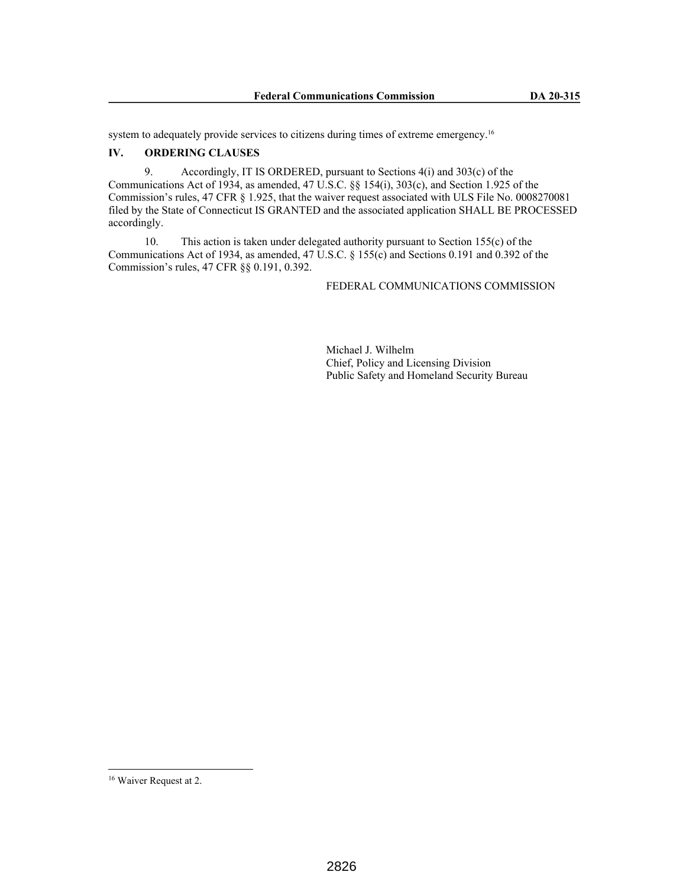system to adequately provide services to citizens during times of extreme emergency.[16]

## IV. ORDERING CLAUSES

9. Accordingly, IT IS ORDERED, pursuant to Sections 4(i) and 303(c) of the Communications Act of 1934, as amended, 47 U.S.C. §§ 154(i), 303(c), and Section 1.925 of the Commission's rules, 47 CFR § 1.925, that the waiver request associated with ULS File No. 0008270081 filed by the State of Connecticut IS GRANTED and the associated application SHALL BE PROCESSED accordingly.

10. This action is taken under delegated authority pursuant to Section 155(c) of the Communications Act of 1934, as amended, 47 U.S.C. § 155(c) and Sections 0.191 and 0.392 of the Commission's rules, 47 CFR §§ 0.191, 0.392.

FEDERAL COMMUNICATIONS COMMISSION

Michael J. Wilhelm
Chief, Policy and Licensing Division
Public Safety and Homeland Security Bureau

---

[16] Waiver Request at 2.